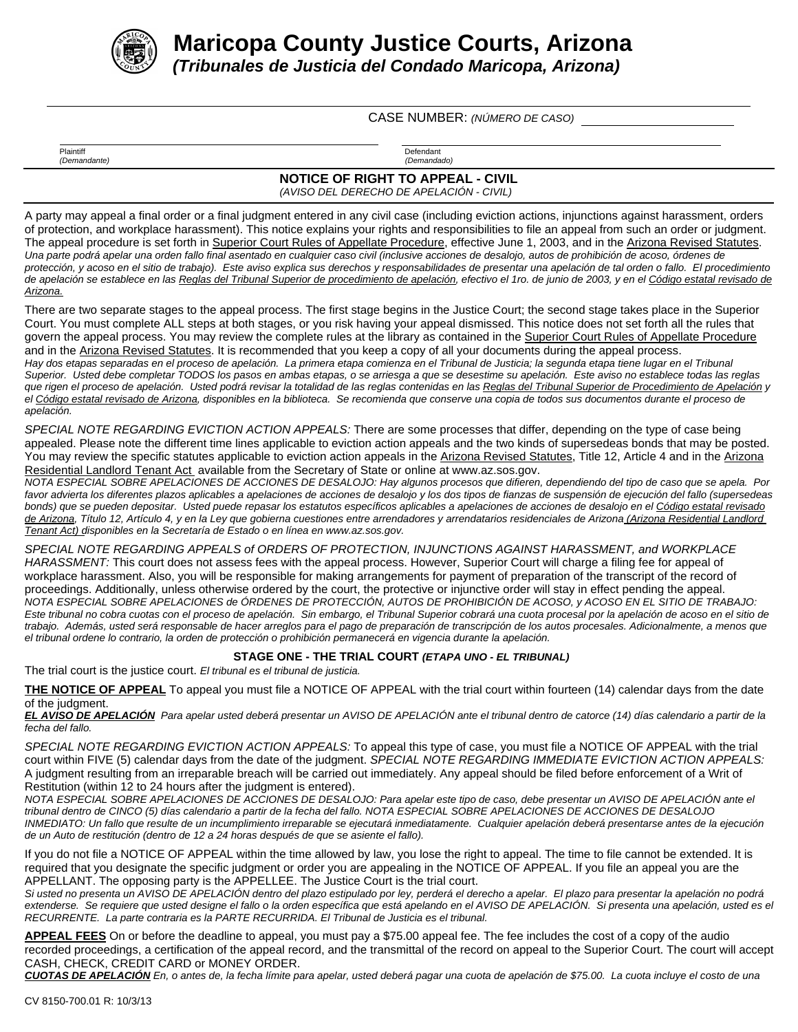# Maricopa County Justice Courts, Arizona

***(Tribunales de Justicia del Condado Maricopa, Arizona)***

CASE NUMBER: *(NÚMERO DE CASO)* ____________________

| Plaintiff *(Demandante)* | Defendant *(Demandado)* |
|---|---|

## NOTICE OF RIGHT TO APPEAL - CIVIL

*(AVISO DEL DERECHO DE APELACIÓN - CIVIL)*

A party may appeal a final order or a final judgment entered in any civil case (including eviction actions, injunctions against harassment, orders of protection, and workplace harassment). This notice explains your rights and responsibilities to file an appeal from such an order or judgment. The appeal procedure is set forth in Superior Court Rules of Appellate Procedure, effective June 1, 2003, and in the Arizona Revised Statutes.
*Una parte podrá apelar una orden fallo final asentado en cualquier caso civil (inclusive acciones de desalojo, autos de prohibición de acoso, órdenes de protección, y acoso en el sitio de trabajo). Este aviso explica sus derechos y responsabilidades de presentar una apelación de tal orden o fallo. El procedimiento de apelación se establece en las Reglas del Tribunal Superior de procedimiento de apelación, efectivo el 1ro. de junio de 2003, y en el Código estatal revisado de Arizona.*

There are two separate stages to the appeal process. The first stage begins in the Justice Court; the second stage takes place in the Superior Court. You must complete ALL steps at both stages, or you risk having your appeal dismissed. This notice does not set forth all the rules that govern the appeal process. You may review the complete rules at the library as contained in the Superior Court Rules of Appellate Procedure and in the Arizona Revised Statutes. It is recommended that you keep a copy of all your documents during the appeal process.
*Hay dos etapas separadas en el proceso de apelación. La primera etapa comienza en el Tribunal de Justicia; la segunda etapa tiene lugar en el Tribunal Superior. Usted debe completar TODOS los pasos en ambas etapas, o se arriesga a que se desestime su apelación. Este aviso no establece todas las reglas que rigen el proceso de apelación. Usted podrá revisar la totalidad de las reglas contenidas en las Reglas del Tribunal Superior de Procedimiento de Apelación y el Código estatal revisado de Arizona, disponibles en la biblioteca. Se recomienda que conserve una copia de todos sus documentos durante el proceso de apelación.*

*SPECIAL NOTE REGARDING EVICTION ACTION APPEALS:* There are some processes that differ, depending on the type of case being appealed. Please note the different time lines applicable to eviction action appeals and the two kinds of supersedeas bonds that may be posted. You may review the specific statutes applicable to eviction action appeals in the Arizona Revised Statutes, Title 12, Article 4 and in the Arizona Residential Landlord Tenant Act available from the Secretary of State or online at www.az.sos.gov.
*NOTA ESPECIAL SOBRE APELACIONES DE ACCIONES DE DESALOJO: Hay algunos procesos que difieren, dependiendo del tipo de caso que se apela. Por favor advierta los diferentes plazos aplicables a apelaciones de acciones de desalojo y los dos tipos de fianzas de suspensión de ejecución del fallo (supersedeas bonds) que se pueden depositar. Usted puede repasar los estatutos específicos aplicables a apelaciones de acciones de desalojo en el Código estatal revisado de Arizona, Título 12, Artículo 4, y en la Ley que gobierna cuestiones entre arrendadores y arrendatarios residenciales de Arizona (Arizona Residential Landlord Tenant Act) disponibles en la Secretaría de Estado o en línea en www.az.sos.gov.*

*SPECIAL NOTE REGARDING APPEALS of ORDERS OF PROTECTION, INJUNCTIONS AGAINST HARASSMENT, and WORKPLACE HARASSMENT:* This court does not assess fees with the appeal process. However, Superior Court will charge a filing fee for appeal of workplace harassment. Also, you will be responsible for making arrangements for payment of preparation of the transcript of the record of proceedings. Additionally, unless otherwise ordered by the court, the protective or injunctive order will stay in effect pending the appeal.
*NOTA ESPECIAL SOBRE APELACIONES de ÓRDENES DE PROTECCIÓN, AUTOS DE PROHIBICIÓN DE ACOSO, y ACOSO EN EL SITIO DE TRABAJO: Este tribunal no cobra cuotas con el proceso de apelación. Sin embargo, el Tribunal Superior cobrará una cuota procesal por la apelación de acoso en el sitio de trabajo. Además, usted será responsable de hacer arreglos para el pago de preparación de transcripción de los autos procesales. Adicionalmente, a menos que el tribunal ordene lo contrario, la orden de protección o prohibición permanecerá en vigencia durante la apelación.*

### STAGE ONE - THE TRIAL COURT *(ETAPA UNO - EL TRIBUNAL)*

The trial court is the justice court. *El tribunal es el tribunal de justicia.*

**THE NOTICE OF APPEAL** To appeal you must file a NOTICE OF APPEAL with the trial court within fourteen (14) calendar days from the date of the judgment.
***EL AVISO DE APELACIÓN*** *Para apelar usted deberá presentar un AVISO DE APELACIÓN ante el tribunal dentro de catorce (14) días calendario a partir de la fecha del fallo.*

*SPECIAL NOTE REGARDING EVICTION ACTION APPEALS:* To appeal this type of case, you must file a NOTICE OF APPEAL with the trial court within FIVE (5) calendar days from the date of the judgment. *SPECIAL NOTE REGARDING IMMEDIATE EVICTION ACTION APPEALS:* A judgment resulting from an irreparable breach will be carried out immediately. Any appeal should be filed before enforcement of a Writ of Restitution (within 12 to 24 hours after the judgment is entered).
*NOTA ESPECIAL SOBRE APELACIONES DE ACCIONES DE DESALOJO: Para apelar este tipo de caso, debe presentar un AVISO DE APELACIÓN ante el tribunal dentro de CINCO (5) días calendario a partir de la fecha del fallo. NOTA ESPECIAL SOBRE APELACIONES DE ACCIONES DE DESALOJO INMEDIATO: Un fallo que resulte de un incumplimiento irreparable se ejecutará inmediatamente. Cualquier apelación deberá presentarse antes de la ejecución de un Auto de restitución (dentro de 12 a 24 horas después de que se asiente el fallo).*

If you do not file a NOTICE OF APPEAL within the time allowed by law, you lose the right to appeal. The time to file cannot be extended. It is required that you designate the specific judgment or order you are appealing in the NOTICE OF APPEAL. If you file an appeal you are the APPELLANT. The opposing party is the APPELLEE. The Justice Court is the trial court.
*Si usted no presenta un AVISO DE APELACIÓN dentro del plazo estipulado por ley, perderá el derecho a apelar. El plazo para presentar la apelación no podrá extenderse. Se requiere que usted designe el fallo o la orden específica que está apelando en el AVISO DE APELACIÓN. Si presenta una apelación, usted es el RECURRENTE. La parte contraria es la PARTE RECURRIDA. El Tribunal de Justicia es el tribunal.*

**APPEAL FEES** On or before the deadline to appeal, you must pay a $75.00 appeal fee. The fee includes the cost of a copy of the audio recorded proceedings, a certification of the appeal record, and the transmittal of the record on appeal to the Superior Court. The court will accept CASH, CHECK, CREDIT CARD or MONEY ORDER.
***CUOTAS DE APELACIÓN*** *En, o antes de, la fecha límite para apelar, usted deberá pagar una cuota de apelación de $75.00. La cuota incluye el costo de una*

CV 8150-700.01 R: 10/3/13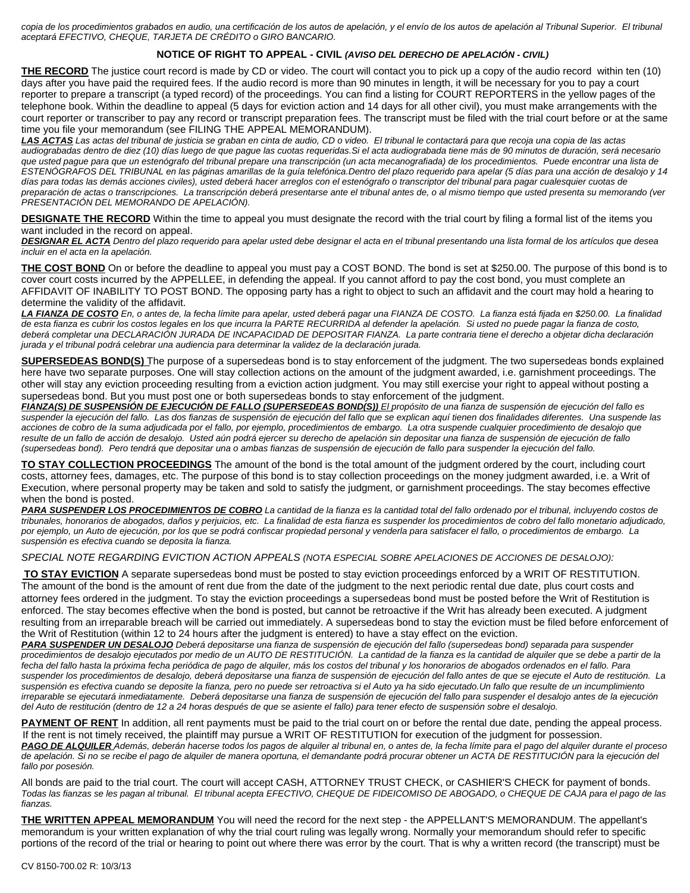*copia de los procedimientos grabados en audio, una certificación de los autos de apelación, y el envío de los autos de apelación al Tribunal Superior. El tribunal aceptará EFECTIVO, CHEQUE, TARJETA DE CRÉDITO o GIRO BANCARIO.*

## NOTICE OF RIGHT TO APPEAL - CIVIL *(AVISO DEL DERECHO DE APELACIÓN - CIVIL)*

**THE RECORD** The justice court record is made by CD or video. The court will contact you to pick up a copy of the audio record within ten (10) days after you have paid the required fees. If the audio record is more than 90 minutes in length, it will be necessary for you to pay a court reporter to prepare a transcript (a typed record) of the proceedings. You can find a listing for COURT REPORTERS in the yellow pages of the telephone book. Within the deadline to appeal (5 days for eviction action and 14 days for all other civil), you must make arrangements with the court reporter or transcriber to pay any record or transcript preparation fees. The transcript must be filed with the trial court before or at the same time you file your memorandum (see FILING THE APPEAL MEMORANDUM).

***LAS ACTAS*** *Las actas del tribunal de justicia se graban en cinta de audio, CD o video. El tribunal le contactará para que recoja una copia de las actas audiograbadas dentro de diez (10) días luego de que pague las cuotas requeridas.Si el acta audiograbada tiene más de 90 minutos de duración, será necesario que usted pague para que un estenógrafo del tribunal prepare una transcripción (un acta mecanografiada) de los procedimientos. Puede encontrar una lista de ESTENÓGRAFOS DEL TRIBUNAL en las páginas amarillas de la guía telefónica.Dentro del plazo requerido para apelar (5 días para una acción de desalojo y 14 días para todas las demás acciones civiles), usted deberá hacer arreglos con el estenógrafo o transcriptor del tribunal para pagar cualesquier cuotas de preparación de actas o transcripciones. La transcripción deberá presentarse ante el tribunal antes de, o al mismo tiempo que usted presenta su memorando (ver PRESENTACIÓN DEL MEMORANDO DE APELACIÓN).*

**DESIGNATE THE RECORD** Within the time to appeal you must designate the record with the trial court by filing a formal list of the items you want included in the record on appeal.

***DESIGNAR EL ACTA*** *Dentro del plazo requerido para apelar usted debe designar el acta en el tribunal presentando una lista formal de los artículos que desea incluir en el acta en la apelación.*

**THE COST BOND** On or before the deadline to appeal you must pay a COST BOND. The bond is set at $250.00. The purpose of this bond is to cover court costs incurred by the APPELLEE, in defending the appeal. If you cannot afford to pay the cost bond, you must complete an AFFIDAVIT OF INABILITY TO POST BOND. The opposing party has a right to object to such an affidavit and the court may hold a hearing to determine the validity of the affidavit.

***LA FIANZA DE COSTO*** *En, o antes de, la fecha límite para apelar, usted deberá pagar una FIANZA DE COSTO. La fianza está fijada en $250.00. La finalidad de esta fianza es cubrir los costos legales en los que incurra la PARTE RECURRIDA al defender la apelación. Si usted no puede pagar la fianza de costo, deberá completar una DECLARACIÓN JURADA DE INCAPACIDAD DE DEPOSITAR FIANZA. La parte contraria tiene el derecho a objetar dicha declaración jurada y el tribunal podrá celebrar una audiencia para determinar la validez de la declaración jurada.*

**SUPERSEDEAS BOND(S)** The purpose of a supersedeas bond is to stay enforcement of the judgment. The two supersedeas bonds explained here have two separate purposes. One will stay collection actions on the amount of the judgment awarded, i.e. garnishment proceedings. The other will stay any eviction proceeding resulting from a eviction action judgment. You may still exercise your right to appeal without posting a supersedeas bond. But you must post one or both supersedeas bonds to stay enforcement of the judgment.

***FIANZA(S) DE SUSPENSIÓN DE EJECUCIÓN DE FALLO (SUPERSEDEAS BOND(S))*** *El propósito de una fianza de suspensión de ejecución del fallo es suspender la ejecución del fallo. Las dos fianzas de suspensión de ejecución del fallo que se explican aquí tienen dos finalidades diferentes. Una suspende las acciones de cobro de la suma adjudicada por el fallo, por ejemplo, procedimientos de embargo. La otra suspende cualquier procedimiento de desalojo que resulte de un fallo de acción de desalojo. Usted aún podrá ejercer su derecho de apelación sin depositar una fianza de suspensión de ejecución de fallo (supersedeas bond). Pero tendrá que depositar una o ambas fianzas de suspensión de ejecución de fallo para suspender la ejecución del fallo.*

**TO STAY COLLECTION PROCEEDINGS** The amount of the bond is the total amount of the judgment ordered by the court, including court costs, attorney fees, damages, etc. The purpose of this bond is to stay collection proceedings on the money judgment awarded, i.e. a Writ of Execution, where personal property may be taken and sold to satisfy the judgment, or garnishment proceedings. The stay becomes effective when the bond is posted.

***PARA SUSPENDER LOS PROCEDIMIENTOS DE COBRO*** *La cantidad de la fianza es la cantidad total del fallo ordenado por el tribunal, incluyendo costos de tribunales, honorarios de abogados, daños y perjuicios, etc. La finalidad de esta fianza es suspender los procedimientos de cobro del fallo monetario adjudicado, por ejemplo, un Auto de ejecución, por los que se podrá confiscar propiedad personal y venderla para satisfacer el fallo, o procedimientos de embargo. La suspensión es efectiva cuando se deposita la fianza.*

*SPECIAL NOTE REGARDING EVICTION ACTION APPEALS (NOTA ESPECIAL SOBRE APELACIONES DE ACCIONES DE DESALOJO):*

**TO STAY EVICTION** A separate supersedeas bond must be posted to stay eviction proceedings enforced by a WRIT OF RESTITUTION. The amount of the bond is the amount of rent due from the date of the judgment to the next periodic rental due date, plus court costs and attorney fees ordered in the judgment. To stay the eviction proceedings a supersedeas bond must be posted before the Writ of Restitution is enforced. The stay becomes effective when the bond is posted, but cannot be retroactive if the Writ has already been executed. A judgment resulting from an irreparable breach will be carried out immediately. A supersedeas bond to stay the eviction must be filed before enforcement of the Writ of Restitution (within 12 to 24 hours after the judgment is entered) to have a stay effect on the eviction.

***PARA SUSPENDER UN DESALOJO*** *Deberá depositarse una fianza de suspensión de ejecución del fallo (supersedeas bond) separada para suspender procedimientos de desalojo ejecutados por medio de un AUTO DE RESTITUCIÓN. La cantidad de la fianza es la cantidad de alquiler que se debe a partir de la fecha del fallo hasta la próxima fecha periódica de pago de alquiler, más los costos del tribunal y los honorarios de abogados ordenados en el fallo. Para suspender los procedimientos de desalojo, deberá depositarse una fianza de suspensión de ejecución del fallo antes de que se ejecute el Auto de restitución. La suspensión es efectiva cuando se deposite la fianza, pero no puede ser retroactiva si el Auto ya ha sido ejecutado.Un fallo que resulte de un incumplimiento irreparable se ejecutará inmediatamente. Deberá depositarse una fianza de suspensión de ejecución del fallo para suspender el desalojo antes de la ejecución del Auto de restitución (dentro de 12 a 24 horas después de que se asiente el fallo) para tener efecto de suspensión sobre el desalojo.*

**PAYMENT OF RENT** In addition, all rent payments must be paid to the trial court on or before the rental due date, pending the appeal process. If the rent is not timely received, the plaintiff may pursue a WRIT OF RESTITUTION for execution of the judgment for possession.

***PAGO DE ALQUILER*** *Además, deberán hacerse todos los pagos de alquiler al tribunal en, o antes de, la fecha límite para el pago del alquiler durante el proceso de apelación. Si no se recibe el pago de alquiler de manera oportuna, el demandante podrá procurar obtener un ACTA DE RESTITUCIÓN para la ejecución del fallo por posesión.*

All bonds are paid to the trial court. The court will accept CASH, ATTORNEY TRUST CHECK, or CASHIER'S CHECK for payment of bonds.
*Todas las fianzas se les pagan al tribunal. El tribunal acepta EFECTIVO, CHEQUE DE FIDEICOMISO DE ABOGADO, o CHEQUE DE CAJA para el pago de las fianzas.*

**THE WRITTEN APPEAL MEMORANDUM** You will need the record for the next step - the APPELLANT'S MEMORANDUM. The appellant's memorandum is your written explanation of why the trial court ruling was legally wrong. Normally your memorandum should refer to specific portions of the record of the trial or hearing to point out where there was error by the court. That is why a written record (the transcript) must be

CV 8150-700.02 R: 10/3/13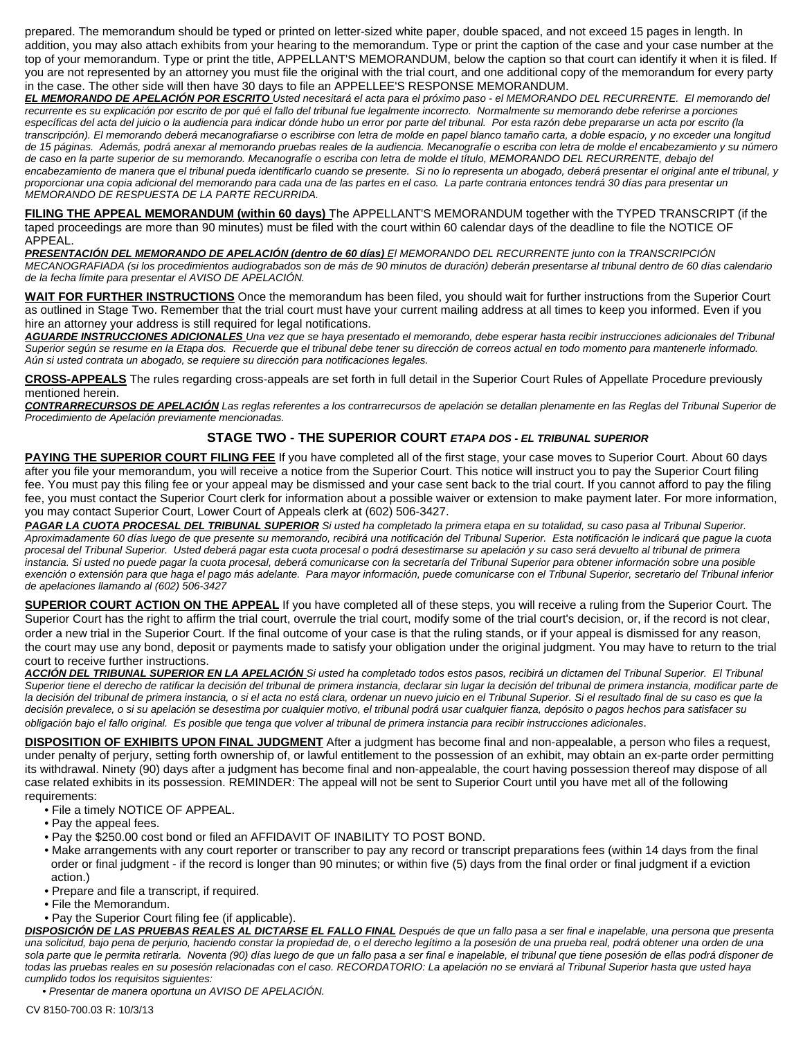prepared. The memorandum should be typed or printed on letter-sized white paper, double spaced, and not exceed 15 pages in length. In addition, you may also attach exhibits from your hearing to the memorandum. Type or print the caption of the case and your case number at the top of your memorandum. Type or print the title, APPELLANT'S MEMORANDUM, below the caption so that court can identify it when it is filed. If you are not represented by an attorney you must file the original with the trial court, and one additional copy of the memorandum for every party in the case. The other side will then have 30 days to file an APPELLEE'S RESPONSE MEMORANDUM.

***EL MEMORANDO DE APELACIÓN POR ESCRITO*** *Usted necesitará el acta para el próximo paso - el MEMORANDO DEL RECURRENTE. El memorando del recurrente es su explicación por escrito de por qué el fallo del tribunal fue legalmente incorrecto. Normalmente su memorando debe referirse a porciones específicas del acta del juicio o la audiencia para indicar dónde hubo un error por parte del tribunal. Por esta razón debe prepararse un acta por escrito (la transcripción). El memorando deberá mecanografiarse o escribirse con letra de molde en papel blanco tamaño carta, a doble espacio, y no exceder una longitud de 15 páginas. Además, podrá anexar al memorando pruebas reales de la audiencia. Mecanografíe o escriba con letra de molde el encabezamiento y su número de caso en la parte superior de su memorando. Mecanografíe o escriba con letra de molde el título, MEMORANDO DEL RECURRENTE, debajo del encabezamiento de manera que el tribunal pueda identificarlo cuando se presente. Si no lo representa un abogado, deberá presentar el original ante el tribunal, y proporcionar una copia adicional del memorando para cada una de las partes en el caso. La parte contraria entonces tendrá 30 días para presentar un MEMORANDO DE RESPUESTA DE LA PARTE RECURRIDA.*

**FILING THE APPEAL MEMORANDUM (within 60 days)** The APPELLANT'S MEMORANDUM together with the TYPED TRANSCRIPT (if the taped proceedings are more than 90 minutes) must be filed with the court within 60 calendar days of the deadline to file the NOTICE OF APPEAL.

***PRESENTACIÓN DEL MEMORANDO DE APELACIÓN (dentro de 60 días)*** *El MEMORANDO DEL RECURRENTE junto con la TRANSCRIPCIÓN MECANOGRAFIADA (si los procedimientos audiograbados son de más de 90 minutos de duración) deberán presentarse al tribunal dentro de 60 días calendario de la fecha límite para presentar el AVISO DE APELACIÓN.*

**WAIT FOR FURTHER INSTRUCTIONS** Once the memorandum has been filed, you should wait for further instructions from the Superior Court as outlined in Stage Two. Remember that the trial court must have your current mailing address at all times to keep you informed. Even if you hire an attorney your address is still required for legal notifications.

***AGUARDE INSTRUCCIONES ADICIONALES*** *Una vez que se haya presentado el memorando, debe esperar hasta recibir instrucciones adicionales del Tribunal Superior según se resume en la Etapa dos. Recuerde que el tribunal debe tener su dirección de correos actual en todo momento para mantenerle informado. Aún si usted contrata un abogado, se requiere su dirección para notificaciones legales.*

**CROSS-APPEALS** The rules regarding cross-appeals are set forth in full detail in the Superior Court Rules of Appellate Procedure previously mentioned herein.

***CONTRARRECURSOS DE APELACIÓN*** *Las reglas referentes a los contrarrecursos de apelación se detallan plenamente en las Reglas del Tribunal Superior de Procedimiento de Apelación previamente mencionadas.*

## STAGE TWO - THE SUPERIOR COURT *ETAPA DOS - EL TRIBUNAL SUPERIOR*

**PAYING THE SUPERIOR COURT FILING FEE** If you have completed all of the first stage, your case moves to Superior Court. About 60 days after you file your memorandum, you will receive a notice from the Superior Court. This notice will instruct you to pay the Superior Court filing fee. You must pay this filing fee or your appeal may be dismissed and your case sent back to the trial court. If you cannot afford to pay the filing fee, you must contact the Superior Court clerk for information about a possible waiver or extension to make payment later. For more information, you may contact Superior Court, Lower Court of Appeals clerk at (602) 506-3427.

***PAGAR LA CUOTA PROCESAL DEL TRIBUNAL SUPERIOR*** *Si usted ha completado la primera etapa en su totalidad, su caso pasa al Tribunal Superior. Aproximadamente 60 días luego de que presente su memorando, recibirá una notificación del Tribunal Superior. Esta notificación le indicará que pague la cuota procesal del Tribunal Superior. Usted deberá pagar esta cuota procesal o podrá desestimarse su apelación y su caso será devuelto al tribunal de primera instancia. Si usted no puede pagar la cuota procesal, deberá comunicarse con la secretaría del Tribunal Superior para obtener información sobre una posible exención o extensión para que haga el pago más adelante. Para mayor información, puede comunicarse con el Tribunal Superior, secretario del Tribunal inferior de apelaciones llamando al (602) 506-3427*

**SUPERIOR COURT ACTION ON THE APPEAL** If you have completed all of these steps, you will receive a ruling from the Superior Court. The Superior Court has the right to affirm the trial court, overrule the trial court, modify some of the trial court's decision, or, if the record is not clear, order a new trial in the Superior Court. If the final outcome of your case is that the ruling stands, or if your appeal is dismissed for any reason, the court may use any bond, deposit or payments made to satisfy your obligation under the original judgment. You may have to return to the trial court to receive further instructions.

***ACCIÓN DEL TRIBUNAL SUPERIOR EN LA APELACIÓN*** *Si usted ha completado todos estos pasos, recibirá un dictamen del Tribunal Superior. El Tribunal Superior tiene el derecho de ratificar la decisión del tribunal de primera instancia, declarar sin lugar la decisión del tribunal de primera instancia, modificar parte de la decisión del tribunal de primera instancia, o si el acta no está clara, ordenar un nuevo juicio en el Tribunal Superior. Si el resultado final de su caso es que la decisión prevalece, o si su apelación se desestima por cualquier motivo, el tribunal podrá usar cualquier fianza, depósito o pagos hechos para satisfacer su obligación bajo el fallo original. Es posible que tenga que volver al tribunal de primera instancia para recibir instrucciones adicionales.*

**DISPOSITION OF EXHIBITS UPON FINAL JUDGMENT** After a judgment has become final and non-appealable, a person who files a request, under penalty of perjury, setting forth ownership of, or lawful entitlement to the possession of an exhibit, may obtain an ex-parte order permitting its withdrawal. Ninety (90) days after a judgment has become final and non-appealable, the court having possession thereof may dispose of all case related exhibits in its possession. REMINDER: The appeal will not be sent to Superior Court until you have met all of the following requirements:

- File a timely NOTICE OF APPEAL.
- Pay the appeal fees.
- Pay the $250.00 cost bond or filed an AFFIDAVIT OF INABILITY TO POST BOND.
- Make arrangements with any court reporter or transcriber to pay any record or transcript preparations fees (within 14 days from the final order or final judgment - if the record is longer than 90 minutes; or within five (5) days from the final order or final judgment if a eviction action.)
- Prepare and file a transcript, if required.
- File the Memorandum.
- Pay the Superior Court filing fee (if applicable).

***DISPOSICIÓN DE LAS PRUEBAS REALES AL DICTARSE EL FALLO FINAL*** *Después de que un fallo pasa a ser final e inapelable, una persona que presenta una solicitud, bajo pena de perjurio, haciendo constar la propiedad de, o el derecho legítimo a la posesión de una prueba real, podrá obtener una orden de una sola parte que le permita retirarla. Noventa (90) días luego de que un fallo pasa a ser final e inapelable, el tribunal que tiene posesión de ellas podrá disponer de todas las pruebas reales en su posesión relacionadas con el caso. RECORDATORIO: La apelación no se enviará al Tribunal Superior hasta que usted haya cumplido todos los requisitos siguientes:*

- *Presentar de manera oportuna un AVISO DE APELACIÓN.*

CV 8150-700.03 R: 10/3/13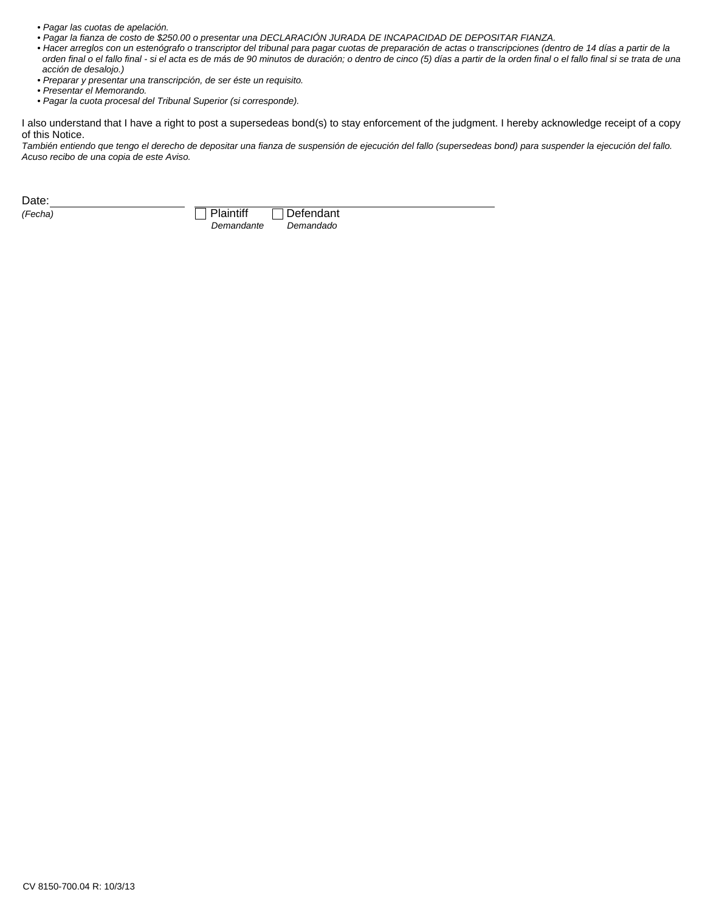- *Pagar las cuotas de apelación.*
- *Pagar la fianza de costo de $250.00 o presentar una DECLARACIÓN JURADA DE INCAPACIDAD DE DEPOSITAR FIANZA.*
- *Hacer arreglos con un estenógrafo o transcriptor del tribunal para pagar cuotas de preparación de actas o transcripciones (dentro de 14 días a partir de la orden final o el fallo final - si el acta es de más de 90 minutos de duración; o dentro de cinco (5) días a partir de la orden final o el fallo final si se trata de una acción de desalojo.)*
- *Preparar y presentar una transcripción, de ser éste un requisito.*
- *Presentar el Memorando.*
- *Pagar la cuota procesal del Tribunal Superior (si corresponde).*

I also understand that I have a right to post a supersedeas bond(s) to stay enforcement of the judgment. I hereby acknowledge receipt of a copy of this Notice.
*También entiendo que tengo el derecho de depositar una fianza de suspensión de ejecución del fallo (supersedeas bond) para suspender la ejecución del fallo. Acuso recibo de una copia de este Aviso.*

Date: ____________________ *(Fecha)*

________________________________________
☐ Plaintiff *Demandante* ☐ Defendant *Demandado*

CV 8150-700.04 R: 10/3/13